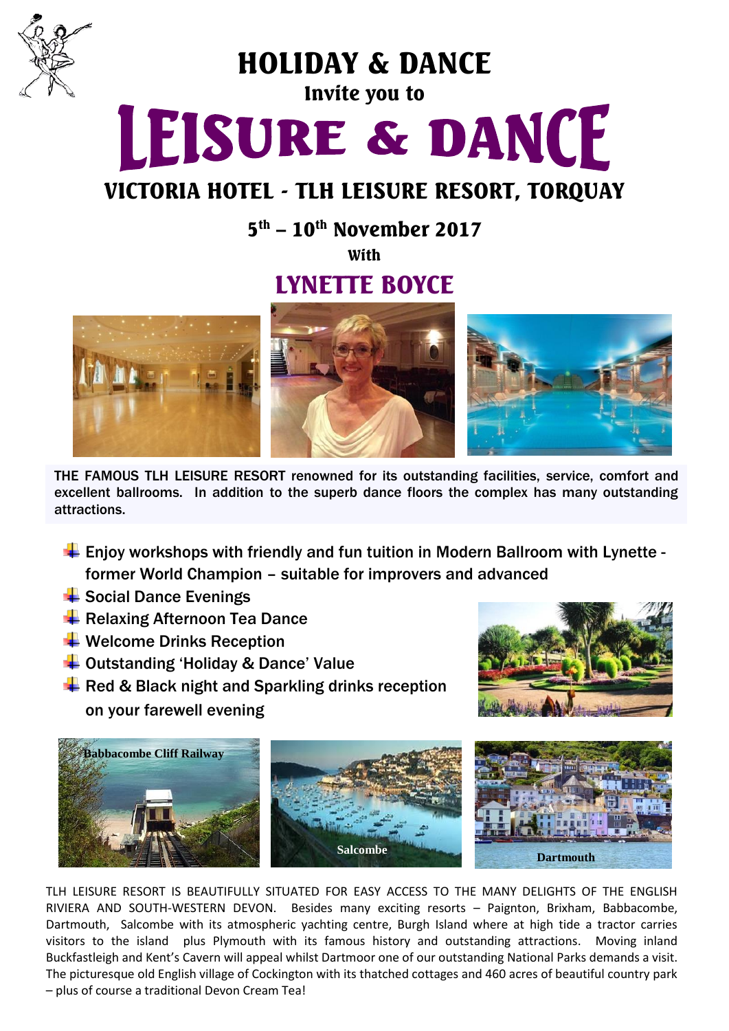# HOLIDAY & DANCE

### Invite you to

# LEISURE & DANCE

## VICTORIA HOTEL - TLH LEISURE RESORT, TORQUAY

### 5th – 10th November 2017

With

## LYNETTE BOYCE

**THE FAMOUS TLH LEISURE RESORT renowned for its outstanding facilities, service, comfort and excellent ballrooms. In addition to the superb dance floors the complex has many outstanding attractions.**

- Enjoy workshops with friendly and fun tuition in Modern Ballroom with Lynette - former World Champion – suitable for improvers and advanced
- Social Dance Evenings
- Relaxing Afternoon Tea Dance
- Welcome Drinks Reception
- Outstanding 'Holiday & Dance' Value
- Red & Black night and Sparkling drinks reception on your farewell evening

Babbacombe Cliff Railway

Salcombe

Dartmouth

TLH LEISURE RESORT IS BEAUTIFULLY SITUATED FOR EASY ACCESS TO THE MANY DELIGHTS OF THE ENGLISH RIVIERA AND SOUTH-WESTERN DEVON. Besides many exciting resorts – Paignton, Brixham, Babbacombe, Dartmouth, Salcombe with its atmospheric yachting centre, Burgh Island where at high tide a tractor carries visitors to the island plus Plymouth with its famous history and outstanding attractions. Moving inland Buckfastleigh and Kent's Cavern will appeal whilst Dartmoor one of our outstanding National Parks demands a visit. The picturesque old English village of Cockington with its thatched cottages and 460 acres of beautiful country park – plus of course a traditional Devon Cream Tea!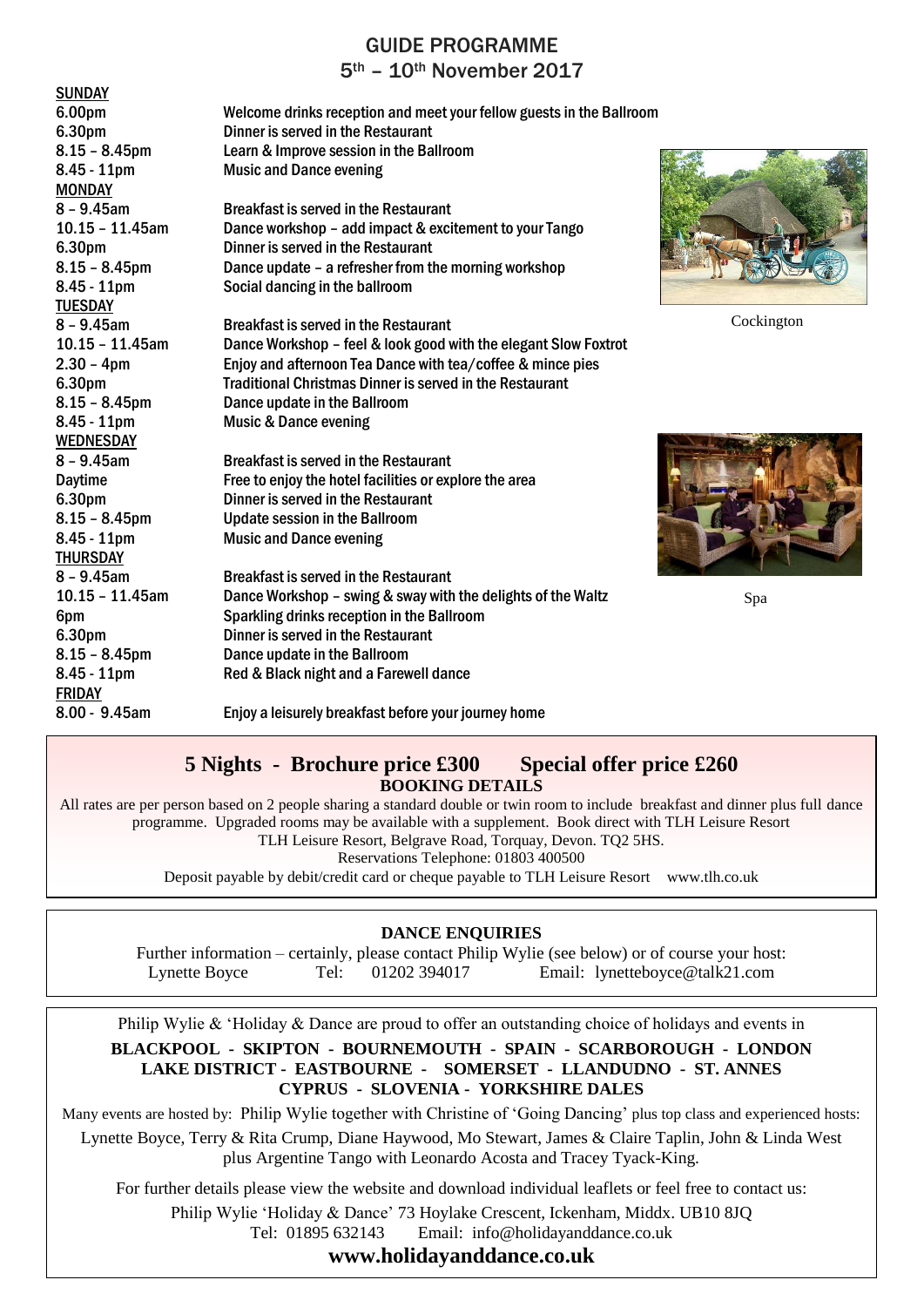# GUIDE PROGRAMME
## 5th – 10th November 2017

**SUNDAY**

| | |
|---|---|
| 6.00pm | Welcome drinks reception and meet your fellow guests in the Ballroom |
| 6.30pm | Dinner is served in the Restaurant |
| 8.15 – 8.45pm | Learn & Improve session in the Ballroom |
| 8.45 - 11pm | Music and Dance evening |

**MONDAY**

| | |
|---|---|
| 8 – 9.45am | Breakfast is served in the Restaurant |
| 10.15 – 11.45am | Dance workshop – add impact & excitement to your Tango |
| 6.30pm | Dinner is served in the Restaurant |
| 8.15 – 8.45pm | Dance update – a refresher from the morning workshop |
| 8.45 - 11pm | Social dancing in the ballroom |

**TUESDAY**

| | |
|---|---|
| 8 – 9.45am | Breakfast is served in the Restaurant |
| 10.15 – 11.45am | Dance Workshop – feel & look good with the elegant Slow Foxtrot |
| 2.30 – 4pm | Enjoy and afternoon Tea Dance with tea/coffee & mince pies |
| 6.30pm | Traditional Christmas Dinner is served in the Restaurant |
| 8.15 – 8.45pm | Dance update in the Ballroom |
| 8.45 - 11pm | Music & Dance evening |

**WEDNESDAY**

| | |
|---|---|
| 8 – 9.45am | Breakfast is served in the Restaurant |
| Daytime | Free to enjoy the hotel facilities or explore the area |
| 6.30pm | Dinner is served in the Restaurant |
| 8.15 – 8.45pm | Update session in the Ballroom |
| 8.45 - 11pm | Music and Dance evening |

**THURSDAY**

| | |
|---|---|
| 8 – 9.45am | Breakfast is served in the Restaurant |
| 10.15 – 11.45am | Dance Workshop – swing & sway with the delights of the Waltz |
| 6pm | Sparkling drinks reception in the Ballroom |
| 6.30pm | Dinner is served in the Restaurant |
| 8.15 – 8.45pm | Dance update in the Ballroom |
| 8.45 - 11pm | Red & Black night and a Farewell dance |

**FRIDAY**

| | |
|---|---|
| 8.00 - 9.45am | Enjoy a leisurely breakfast before your journey home |

Cockington

Spa

## 5 Nights - Brochure price £300 Special offer price £260

**BOOKING DETAILS**

All rates are per person based on 2 people sharing a standard double or twin room to include breakfast and dinner plus full dance programme. Upgraded rooms may be available with a supplement. Book direct with TLH Leisure Resort
TLH Leisure Resort, Belgrave Road, Torquay, Devon. TQ2 5HS.
Reservations Telephone: 01803 400500
Deposit payable by debit/credit card or cheque payable to TLH Leisure Resort www.tlh.co.uk

**DANCE ENQUIRIES**

Further information – certainly, please contact Philip Wylie (see below) or of course your host:
Lynette Boyce Tel: 01202 394017 Email: lynetteboyce@talk21.com

Philip Wylie & 'Holiday & Dance are proud to offer an outstanding choice of holidays and events in

**BLACKPOOL - SKIPTON - BOURNEMOUTH - SPAIN - SCARBOROUGH - LONDON
LAKE DISTRICT - EASTBOURNE - SOMERSET - LLANDUDNO - ST. ANNES
CYPRUS - SLOVENIA - YORKSHIRE DALES**

Many events are hosted by: Philip Wylie together with Christine of 'Going Dancing' plus top class and experienced hosts:
Lynette Boyce, Terry & Rita Crump, Diane Haywood, Mo Stewart, James & Claire Taplin, John & Linda West plus Argentine Tango with Leonardo Acosta and Tracey Tyack-King.

For further details please view the website and download individual leaflets or feel free to contact us:

Philip Wylie 'Holiday & Dance' 73 Hoylake Crescent, Ickenham, Middx. UB10 8JQ
Tel: 01895 632143 Email: info@holidayanddance.co.uk

**www.holidayanddance.co.uk**